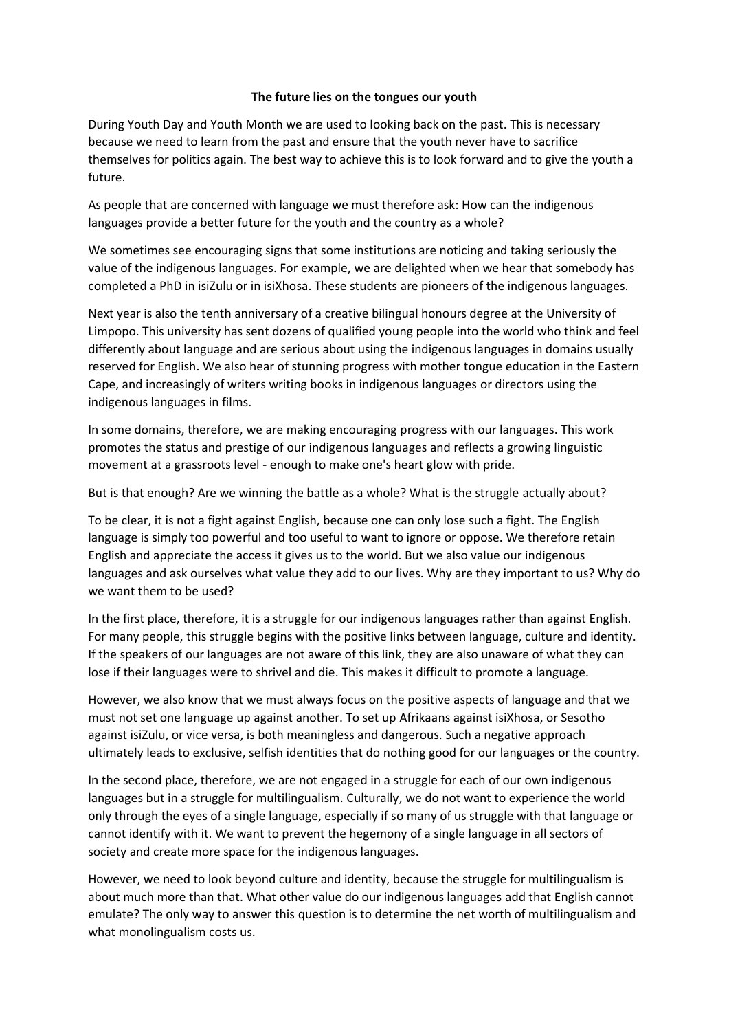**The future lies on the tongues our youth**

During Youth Day and Youth Month we are used to looking back on the past. This is necessary because we need to learn from the past and ensure that the youth never have to sacrifice themselves for politics again. The best way to achieve this is to look forward and to give the youth a future.

As people that are concerned with language we must therefore ask: How can the indigenous languages provide a better future for the youth and the country as a whole?

We sometimes see encouraging signs that some institutions are noticing and taking seriously the value of the indigenous languages. For example, we are delighted when we hear that somebody has completed a PhD in isiZulu or in isiXhosa. These students are pioneers of the indigenous languages.

Next year is also the tenth anniversary of a creative bilingual honours degree at the University of Limpopo. This university has sent dozens of qualified young people into the world who think and feel differently about language and are serious about using the indigenous languages in domains usually reserved for English. We also hear of stunning progress with mother tongue education in the Eastern Cape, and increasingly of writers writing books in indigenous languages or directors using the indigenous languages in films.

In some domains, therefore, we are making encouraging progress with our languages. This work promotes the status and prestige of our indigenous languages and reflects a growing linguistic movement at a grassroots level - enough to make one's heart glow with pride.

But is that enough? Are we winning the battle as a whole? What is the struggle actually about?

To be clear, it is not a fight against English, because one can only lose such a fight. The English language is simply too powerful and too useful to want to ignore or oppose. We therefore retain English and appreciate the access it gives us to the world. But we also value our indigenous languages and ask ourselves what value they add to our lives. Why are they important to us? Why do we want them to be used?

In the first place, therefore, it is a struggle for our indigenous languages rather than against English. For many people, this struggle begins with the positive links between language, culture and identity. If the speakers of our languages are not aware of this link, they are also unaware of what they can lose if their languages were to shrivel and die. This makes it difficult to promote a language.

However, we also know that we must always focus on the positive aspects of language and that we must not set one language up against another. To set up Afrikaans against isiXhosa, or Sesotho against isiZulu, or vice versa, is both meaningless and dangerous. Such a negative approach ultimately leads to exclusive, selfish identities that do nothing good for our languages or the country.

In the second place, therefore, we are not engaged in a struggle for each of our own indigenous languages but in a struggle for multilingualism. Culturally, we do not want to experience the world only through the eyes of a single language, especially if so many of us struggle with that language or cannot identify with it. We want to prevent the hegemony of a single language in all sectors of society and create more space for the indigenous languages.

However, we need to look beyond culture and identity, because the struggle for multilingualism is about much more than that. What other value do our indigenous languages add that English cannot emulate? The only way to answer this question is to determine the net worth of multilingualism and what monolingualism costs us.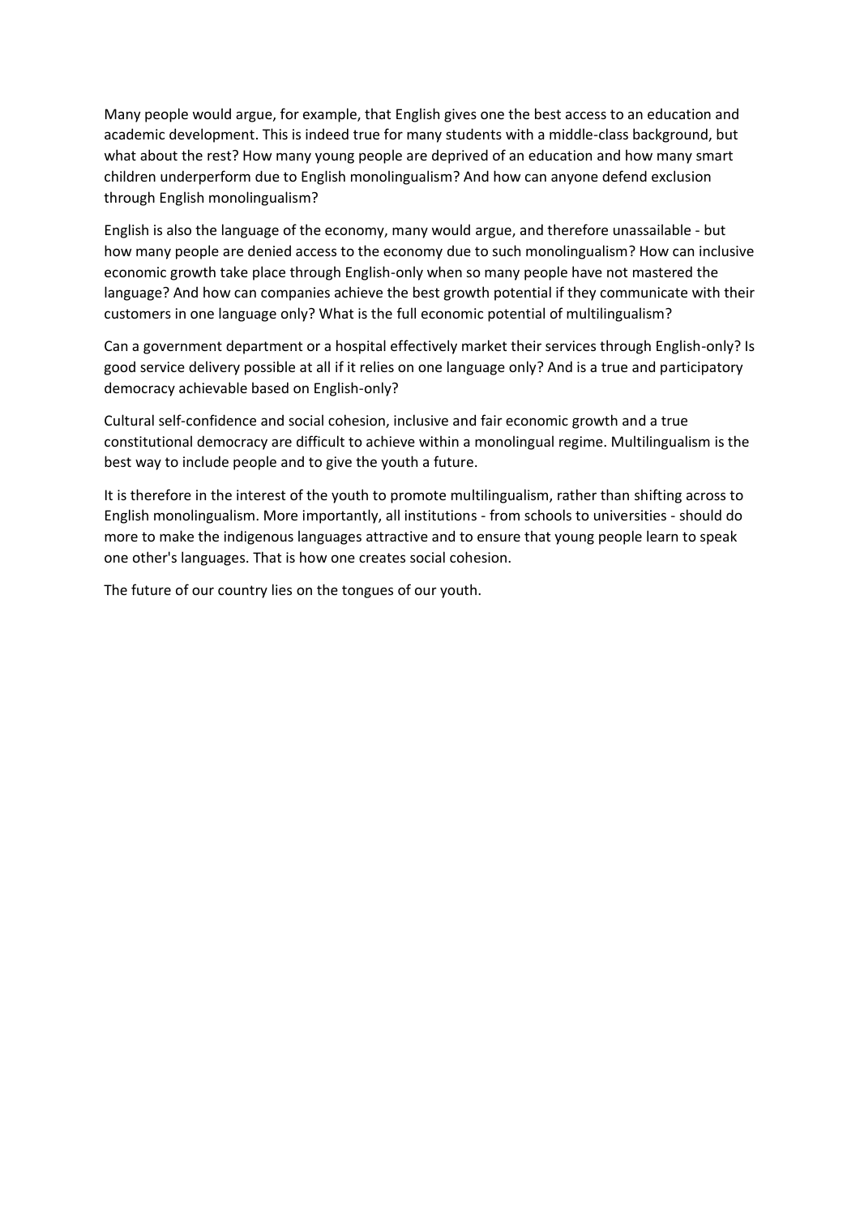Many people would argue, for example, that English gives one the best access to an education and academic development. This is indeed true for many students with a middle-class background, but what about the rest? How many young people are deprived of an education and how many smart children underperform due to English monolingualism? And how can anyone defend exclusion through English monolingualism?

English is also the language of the economy, many would argue, and therefore unassailable - but how many people are denied access to the economy due to such monolingualism? How can inclusive economic growth take place through English-only when so many people have not mastered the language? And how can companies achieve the best growth potential if they communicate with their customers in one language only? What is the full economic potential of multilingualism?

Can a government department or a hospital effectively market their services through English-only? Is good service delivery possible at all if it relies on one language only? And is a true and participatory democracy achievable based on English-only?

Cultural self-confidence and social cohesion, inclusive and fair economic growth and a true constitutional democracy are difficult to achieve within a monolingual regime. Multilingualism is the best way to include people and to give the youth a future.

It is therefore in the interest of the youth to promote multilingualism, rather than shifting across to English monolingualism. More importantly, all institutions - from schools to universities - should do more to make the indigenous languages attractive and to ensure that young people learn to speak one other's languages. That is how one creates social cohesion.

The future of our country lies on the tongues of our youth.